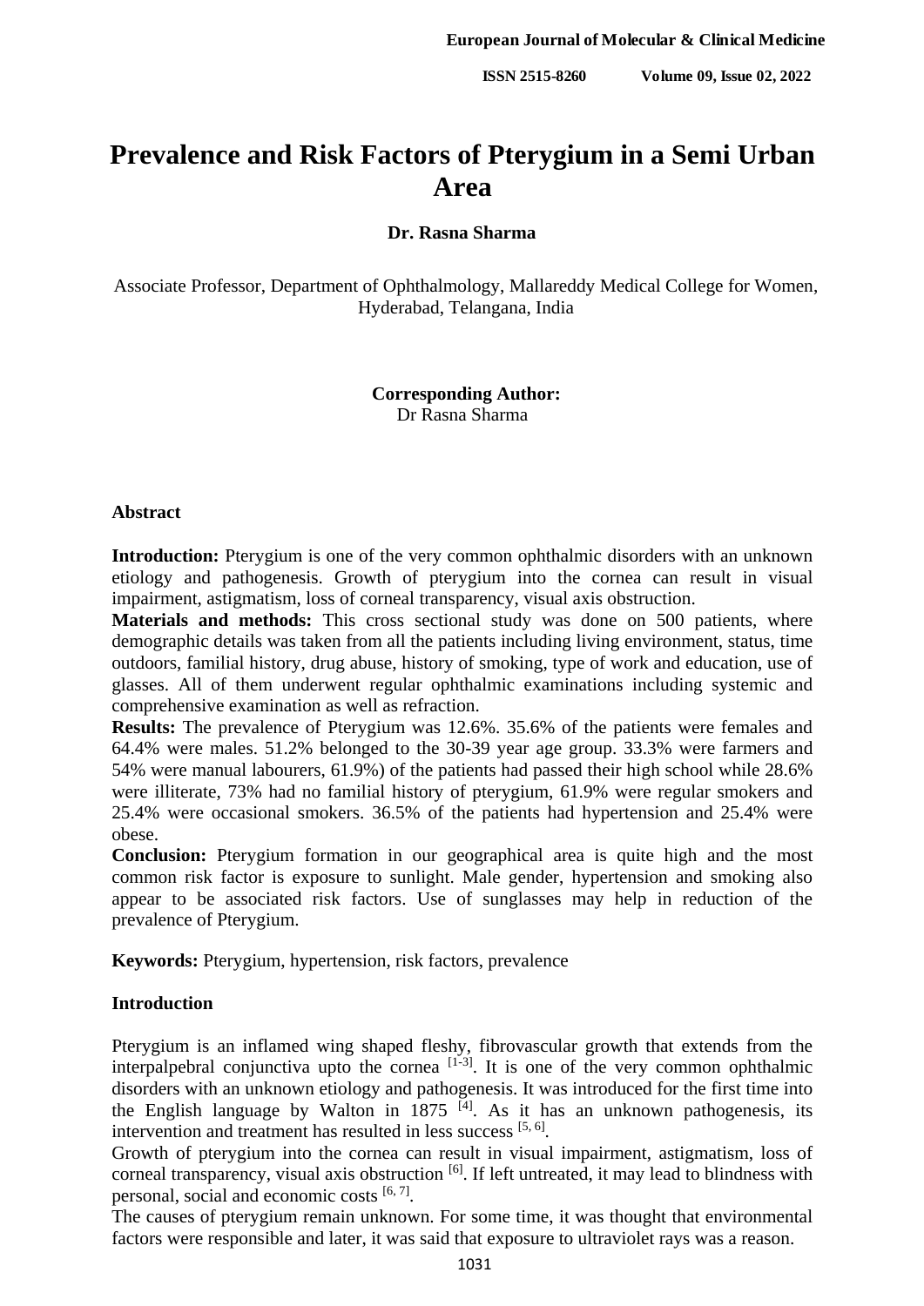# Prevalence and Risk Factors of Pterygium in a Semi Urban Area

**Dr. Rasna Sharma**

Associate Professor, Department of Ophthalmology, Mallareddy Medical College for Women, Hyderabad, Telangana, India

**Corresponding Author:**
Dr Rasna Sharma

## Abstract

**Introduction:** Pterygium is one of the very common ophthalmic disorders with an unknown etiology and pathogenesis. Growth of pterygium into the cornea can result in visual impairment, astigmatism, loss of corneal transparency, visual axis obstruction.

**Materials and methods:** This cross sectional study was done on 500 patients, where demographic details was taken from all the patients including living environment, status, time outdoors, familial history, drug abuse, history of smoking, type of work and education, use of glasses. All of them underwent regular ophthalmic examinations including systemic and comprehensive examination as well as refraction.

**Results:** The prevalence of Pterygium was 12.6%. 35.6% of the patients were females and 64.4% were males. 51.2% belonged to the 30-39 year age group. 33.3% were farmers and 54% were manual labourers, 61.9%) of the patients had passed their high school while 28.6% were illiterate, 73% had no familial history of pterygium, 61.9% were regular smokers and 25.4% were occasional smokers. 36.5% of the patients had hypertension and 25.4% were obese.

**Conclusion:** Pterygium formation in our geographical area is quite high and the most common risk factor is exposure to sunlight. Male gender, hypertension and smoking also appear to be associated risk factors. Use of sunglasses may help in reduction of the prevalence of Pterygium.

**Keywords:** Pterygium, hypertension, risk factors, prevalence

## Introduction

Pterygium is an inflamed wing shaped fleshy, fibrovascular growth that extends from the interpalpebral conjunctiva upto the cornea [1-3]. It is one of the very common ophthalmic disorders with an unknown etiology and pathogenesis. It was introduced for the first time into the English language by Walton in 1875 [4]. As it has an unknown pathogenesis, its intervention and treatment has resulted in less success [5, 6].

Growth of pterygium into the cornea can result in visual impairment, astigmatism, loss of corneal transparency, visual axis obstruction [6]. If left untreated, it may lead to blindness with personal, social and economic costs [6, 7].

The causes of pterygium remain unknown. For some time, it was thought that environmental factors were responsible and later, it was said that exposure to ultraviolet rays was a reason.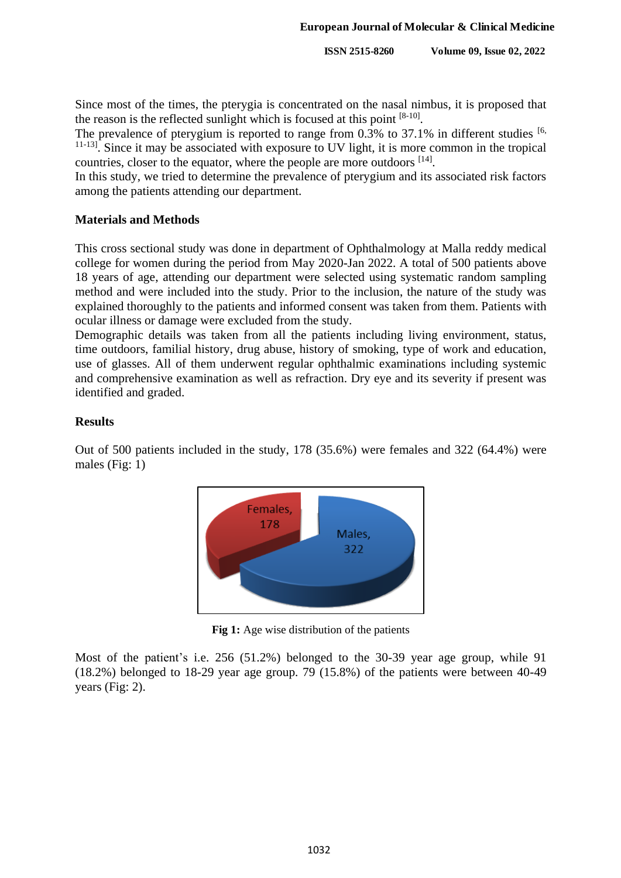Since most of the times, the pterygia is concentrated on the nasal nimbus, it is proposed that the reason is the reflected sunlight which is focused at this point [8-10].

The prevalence of pterygium is reported to range from 0.3% to 37.1% in different studies [6, 11-13]. Since it may be associated with exposure to UV light, it is more common in the tropical countries, closer to the equator, where the people are more outdoors [14].

In this study, we tried to determine the prevalence of pterygium and its associated risk factors among the patients attending our department.

## Materials and Methods

This cross sectional study was done in department of Ophthalmology at Malla reddy medical college for women during the period from May 2020-Jan 2022. A total of 500 patients above 18 years of age, attending our department were selected using systematic random sampling method and were included into the study. Prior to the inclusion, the nature of the study was explained thoroughly to the patients and informed consent was taken from them. Patients with ocular illness or damage were excluded from the study.

Demographic details was taken from all the patients including living environment, status, time outdoors, familial history, drug abuse, history of smoking, type of work and education, use of glasses. All of them underwent regular ophthalmic examinations including systemic and comprehensive examination as well as refraction. Dry eye and its severity if present was identified and graded.

## Results

Out of 500 patients included in the study, 178 (35.6%) were females and 322 (64.4%) were males (Fig: 1)

Females, 178

Males, 322

**Fig 1:** Age wise distribution of the patients

Most of the patient's i.e. 256 (51.2%) belonged to the 30-39 year age group, while 91 (18.2%) belonged to 18-29 year age group. 79 (15.8%) of the patients were between 40-49 years (Fig: 2).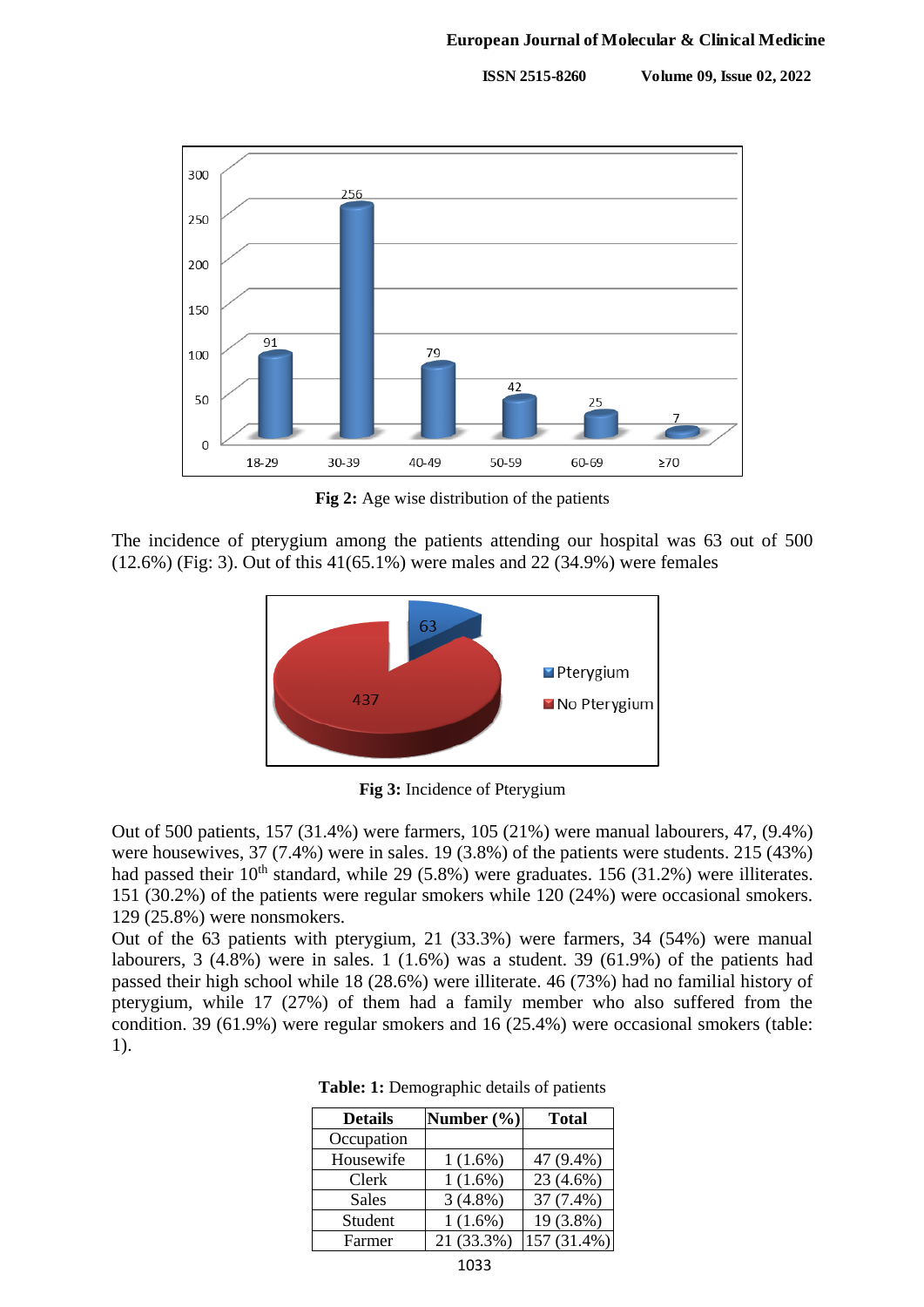Fig 2: Age wise distribution of the patients

The incidence of pterygium among the patients attending our hospital was 63 out of 500 (12.6%) (Fig: 3). Out of this 41(65.1%) were males and 22 (34.9%) were females

**Fig 3:** Incidence of Pterygium

Out of 500 patients, 157 (31.4%) were farmers, 105 (21%) were manual labourers, 47, (9.4%) were housewives, 37 (7.4%) were in sales. 19 (3.8%) of the patients were students. 215 (43%) had passed their 10th standard, while 29 (5.8%) were graduates. 156 (31.2%) were illiterates. 151 (30.2%) of the patients were regular smokers while 120 (24%) were occasional smokers. 129 (25.8%) were nonsmokers.

Out of the 63 patients with pterygium, 21 (33.3%) were farmers, 34 (54%) were manual labourers, 3 (4.8%) were in sales. 1 (1.6%) was a student. 39 (61.9%) of the patients had passed their high school while 18 (28.6%) were illiterate. 46 (73%) had no familial history of pterygium, while 17 (27%) of them had a family member who also suffered from the condition. 39 (61.9%) were regular smokers and 16 (25.4%) were occasional smokers (table: 1).

**Table: 1:** Demographic details of patients

| Details | Number (%) | Total |
|---|---|---|
| Occupation | | |
| Housewife | 1 (1.6%) | 47 (9.4%) |
| Clerk | 1 (1.6%) | 23 (4.6%) |
| Sales | 3 (4.8%) | 37 (7.4%) |
| Student | 1 (1.6%) | 19 (3.8%) |
| Farmer | 21 (33.3%) | 157 (31.4%) |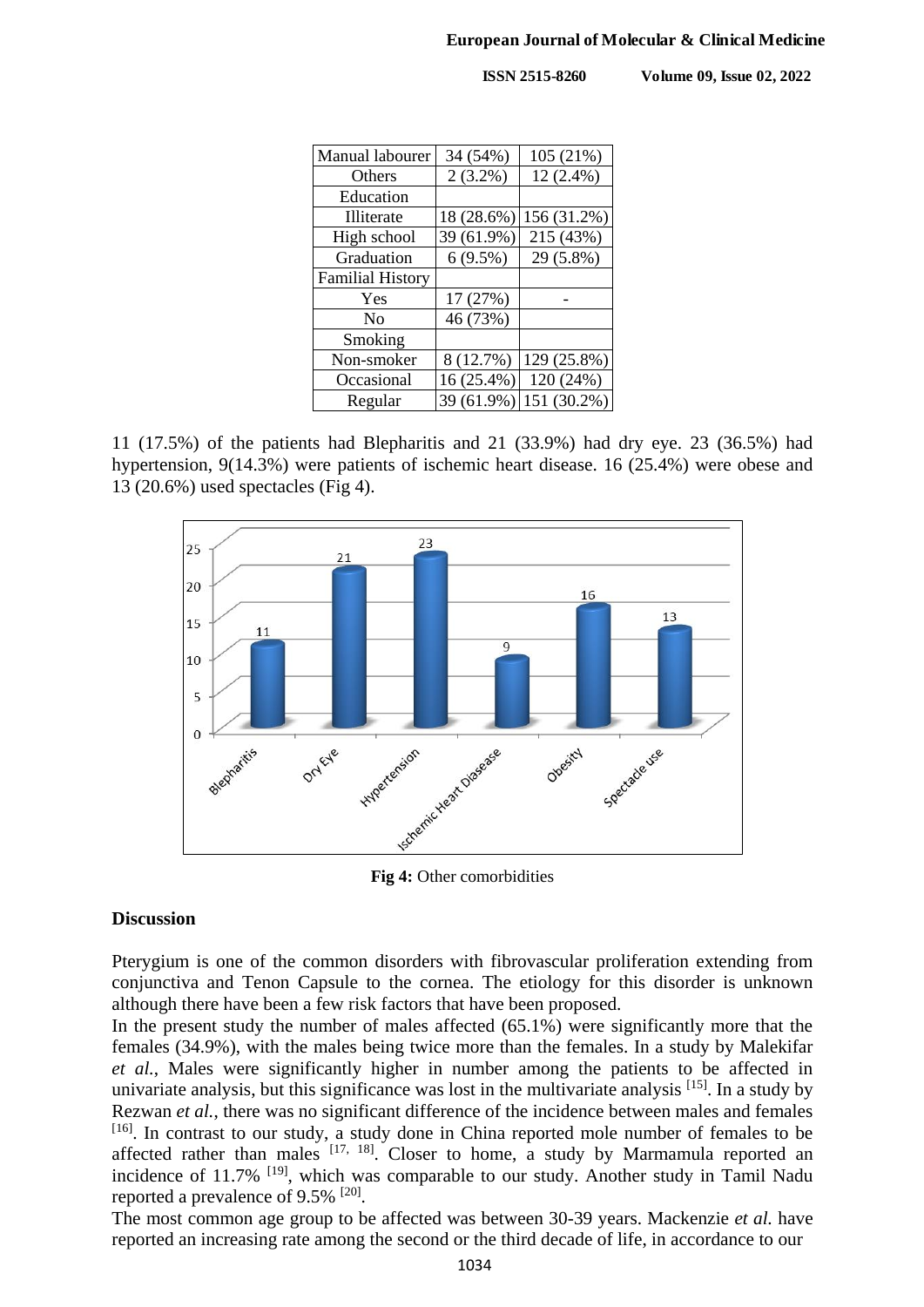| Manual labourer | 34 (54%) | 105 (21%) |
|---|---|---|
| Others | 2 (3.2%) | 12 (2.4%) |
| Education | | |
| Illiterate | 18 (28.6%) | 156 (31.2%) |
| High school | 39 (61.9%) | 215 (43%) |
| Graduation | 6 (9.5%) | 29 (5.8%) |
| Familial History | | |
| Yes | 17 (27%) | - |
| No | 46 (73%) | |
| Smoking | | |
| Non-smoker | 8 (12.7%) | 129 (25.8%) |
| Occasional | 16 (25.4%) | 120 (24%) |
| Regular | 39 (61.9%) | 151 (30.2%) |

11 (17.5%) of the patients had Blepharitis and 21 (33.9%) had dry eye. 23 (36.5%) had hypertension, 9(14.3%) were patients of ischemic heart disease. 16 (25.4%) were obese and 13 (20.6%) used spectacles (Fig 4).

**Fig 4:** Other comorbidities

## Discussion

Pterygium is one of the common disorders with fibrovascular proliferation extending from conjunctiva and Tenon Capsule to the cornea. The etiology for this disorder is unknown although there have been a few risk factors that have been proposed.

In the present study the number of males affected (65.1%) were significantly more that the females (34.9%), with the males being twice more than the females. In a study by Malekifar *et al.*, Males were significantly higher in number among the patients to be affected in univariate analysis, but this significance was lost in the multivariate analysis [15]. In a study by Rezwan *et al.*, there was no significant difference of the incidence between males and females [16]. In contrast to our study, a study done in China reported mole number of females to be affected rather than males [17, 18]. Closer to home, a study by Marmamula reported an incidence of 11.7% [19], which was comparable to our study. Another study in Tamil Nadu reported a prevalence of 9.5% [20].

The most common age group to be affected was between 30-39 years. Mackenzie *et al.* have reported an increasing rate among the second or the third decade of life, in accordance to our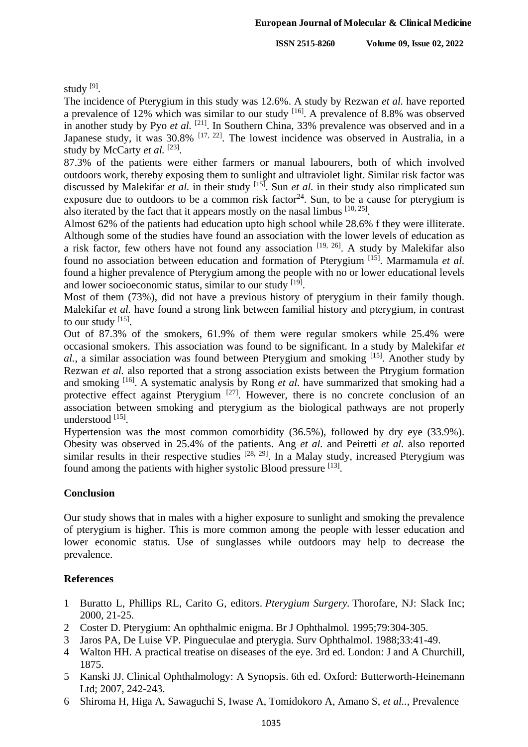study [9].

The incidence of Pterygium in this study was 12.6%. A study by Rezwan *et al.* have reported a prevalence of 12% which was similar to our study [16]. A prevalence of 8.8% was observed in another study by Pyo *et al.* [21]. In Southern China, 33% prevalence was observed and in a Japanese study, it was 30.8% [17, 22]. The lowest incidence was observed in Australia, in a study by McCarty *et al.* [23].

87.3% of the patients were either farmers or manual labourers, both of which involved outdoors work, thereby exposing them to sunlight and ultraviolet light. Similar risk factor was discussed by Malekifar *et al.* in their study [15]. Sun *et al.* in their study also rimplicated sun exposure due to outdoors to be a common risk factor[24]. Sun, to be a cause for pterygium is also iterated by the fact that it appears mostly on the nasal limbus [10, 25].

Almost 62% of the patients had education upto high school while 28.6% f they were illiterate. Although some of the studies have found an association with the lower levels of education as a risk factor, few others have not found any association [19, 26]. A study by Malekifar also found no association between education and formation of Pterygium [15]. Marmamula *et al.* found a higher prevalence of Pterygium among the people with no or lower educational levels and lower socioeconomic status, similar to our study [19].

Most of them (73%), did not have a previous history of pterygium in their family though. Malekifar *et al.* have found a strong link between familial history and pterygium, in contrast to our study [15].

Out of 87.3% of the smokers, 61.9% of them were regular smokers while 25.4% were occasional smokers. This association was found to be significant. In a study by Malekifar *et al.*, a similar association was found between Pterygium and smoking [15]. Another study by Rezwan *et al.* also reported that a strong association exists between the Ptrygium formation and smoking [16]. A systematic analysis by Rong *et al.* have summarized that smoking had a protective effect against Pterygium [27]. However, there is no concrete conclusion of an association between smoking and pterygium as the biological pathways are not properly understood [15].

Hypertension was the most common comorbidity (36.5%), followed by dry eye (33.9%). Obesity was observed in 25.4% of the patients. Ang *et al.* and Peiretti *et al.* also reported similar results in their respective studies [28, 29]. In a Malay study, increased Pterygium was found among the patients with higher systolic Blood pressure [13].

## Conclusion

Our study shows that in males with a higher exposure to sunlight and smoking the prevalence of pterygium is higher. This is more common among the people with lesser education and lower economic status. Use of sunglasses while outdoors may help to decrease the prevalence.

## References

1. Buratto L, Phillips RL, Carito G, editors. *Pterygium Surgery*. Thorofare, NJ: Slack Inc; 2000, 21-25.
2. Coster D. Pterygium: An ophthalmic enigma. Br J Ophthalmol. 1995;79:304-305.
3. Jaros PA, De Luise VP. Pingueculae and pterygia. Surv Ophthalmol. 1988;33:41-49.
4. Walton HH. A practical treatise on diseases of the eye. 3rd ed. London: J and A Churchill, 1875.
5. Kanski JJ. Clinical Ophthalmology: A Synopsis. 6th ed. Oxford: Butterworth-Heinemann Ltd; 2007, 242-243.
6. Shiroma H, Higa A, Sawaguchi S, Iwase A, Tomidokoro A, Amano S, *et al.*., Prevalence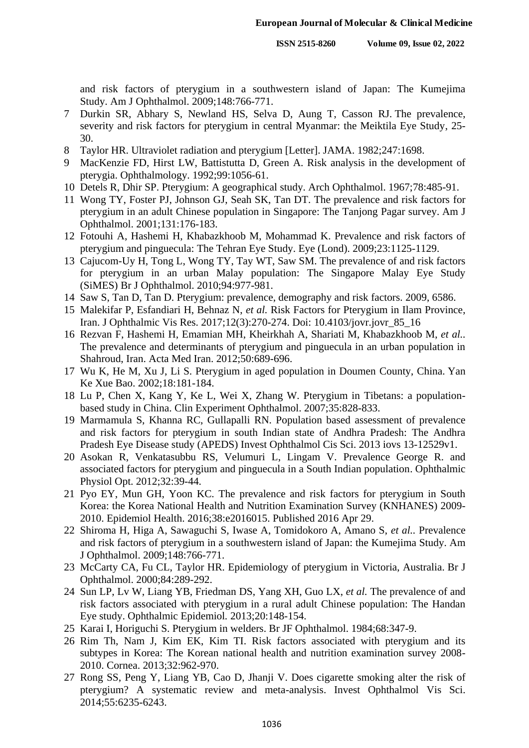and risk factors of pterygium in a southwestern island of Japan: The Kumejima Study. Am J Ophthalmol. 2009;148:766-771.

7. Durkin SR, Abhary S, Newland HS, Selva D, Aung T, Casson RJ. The prevalence, severity and risk factors for pterygium in central Myanmar: the Meiktila Eye Study, 25-30.
8. Taylor HR. Ultraviolet radiation and pterygium [Letter]. JAMA. 1982;247:1698.
9. MacKenzie FD, Hirst LW, Battistutta D, Green A. Risk analysis in the development of pterygia. Ophthalmology. 1992;99:1056-61.
10. Detels R, Dhir SP. Pterygium: A geographical study. Arch Ophthalmol. 1967;78:485-91.
11. Wong TY, Foster PJ, Johnson GJ, Seah SK, Tan DT. The prevalence and risk factors for pterygium in an adult Chinese population in Singapore: The Tanjong Pagar survey. Am J Ophthalmol. 2001;131:176-183.
12. Fotouhi A, Hashemi H, Khabazkhoob M, Mohammad K. Prevalence and risk factors of pterygium and pinguecula: The Tehran Eye Study. Eye (Lond). 2009;23:1125-1129.
13. Cajucom-Uy H, Tong L, Wong TY, Tay WT, Saw SM. The prevalence of and risk factors for pterygium in an urban Malay population: The Singapore Malay Eye Study (SiMES) Br J Ophthalmol. 2010;94:977-981.
14. Saw S, Tan D, Tan D. Pterygium: prevalence, demography and risk factors. 2009, 6586.
15. Malekifar P, Esfandiari H, Behnaz N, *et al.* Risk Factors for Pterygium in Ilam Province, Iran. J Ophthalmic Vis Res. 2017;12(3):270-274. Doi: 10.4103/jovr.jovr_85_16
16. Rezvan F, Hashemi H, Emamian MH, Kheirkhah A, Shariati M, Khabazkhoob M, *et al.*. The prevalence and determinants of pterygium and pinguecula in an urban population in Shahroud, Iran. Acta Med Iran. 2012;50:689-696.
17. Wu K, He M, Xu J, Li S. Pterygium in aged population in Doumen County, China. Yan Ke Xue Bao. 2002;18:181-184.
18. Lu P, Chen X, Kang Y, Ke L, Wei X, Zhang W. Pterygium in Tibetans: a population-based study in China. Clin Experiment Ophthalmol. 2007;35:828-833.
19. Marmamula S, Khanna RC, Gullapalli RN. Population based assessment of prevalence and risk factors for pterygium in south Indian state of Andhra Pradesh: The Andhra Pradesh Eye Disease study (APEDS) Invest Ophthalmol Cis Sci. 2013 iovs 13-12529v1.
20. Asokan R, Venkatasubbu RS, Velumuri L, Lingam V. Prevalence George R. and associated factors for pterygium and pinguecula in a South Indian population. Ophthalmic Physiol Opt. 2012;32:39-44.
21. Pyo EY, Mun GH, Yoon KC. The prevalence and risk factors for pterygium in South Korea: the Korea National Health and Nutrition Examination Survey (KNHANES) 2009-2010. Epidemiol Health. 2016;38:e2016015. Published 2016 Apr 29.
22. Shiroma H, Higa A, Sawaguchi S, Iwase A, Tomidokoro A, Amano S, *et al.*. Prevalence and risk factors of pterygium in a southwestern island of Japan: the Kumejima Study. Am J Ophthalmol. 2009;148:766-771.
23. McCarty CA, Fu CL, Taylor HR. Epidemiology of pterygium in Victoria, Australia. Br J Ophthalmol. 2000;84:289-292.
24. Sun LP, Lv W, Liang YB, Friedman DS, Yang XH, Guo LX, *et al.* The prevalence of and risk factors associated with pterygium in a rural adult Chinese population: The Handan Eye study. Ophthalmic Epidemiol. 2013;20:148-154.
25. Karai I, Horiguchi S. Pterygium in welders. Br JF Ophthalmol. 1984;68:347-9.
26. Rim Th, Nam J, Kim EK, Kim TI. Risk factors associated with pterygium and its subtypes in Korea: The Korean national health and nutrition examination survey 2008-2010. Cornea. 2013;32:962-970.
27. Rong SS, Peng Y, Liang YB, Cao D, Jhanji V. Does cigarette smoking alter the risk of pterygium? A systematic review and meta-analysis. Invest Ophthalmol Vis Sci. 2014;55:6235-6243.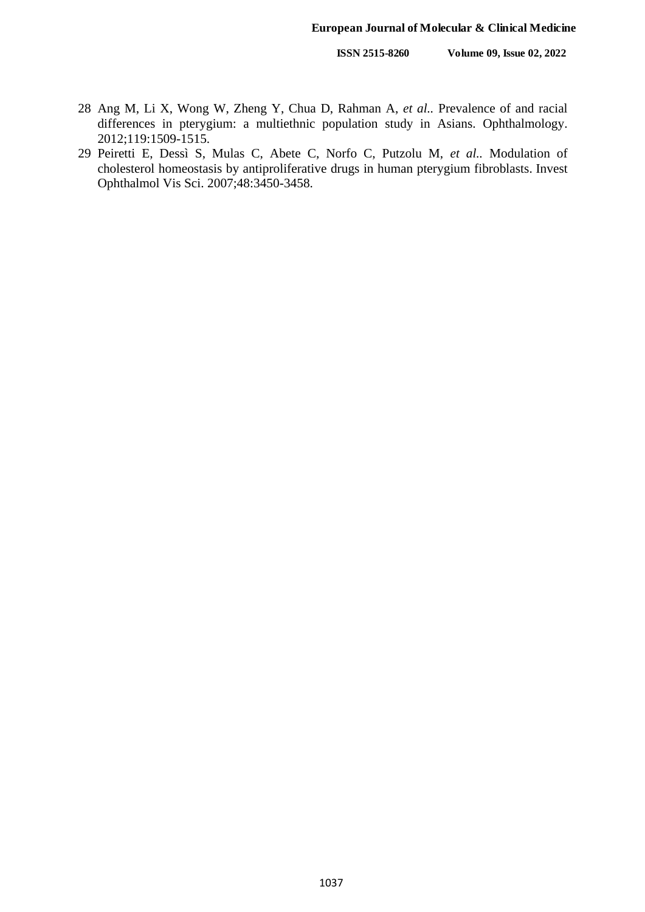28 Ang M, Li X, Wong W, Zheng Y, Chua D, Rahman A, *et al.*. Prevalence of and racial differences in pterygium: a multiethnic population study in Asians. Ophthalmology. 2012;119:1509-1515.

29 Peiretti E, Dessì S, Mulas C, Abete C, Norfo C, Putzolu M, *et al.*. Modulation of cholesterol homeostasis by antiproliferative drugs in human pterygium fibroblasts. Invest Ophthalmol Vis Sci. 2007;48:3450-3458.